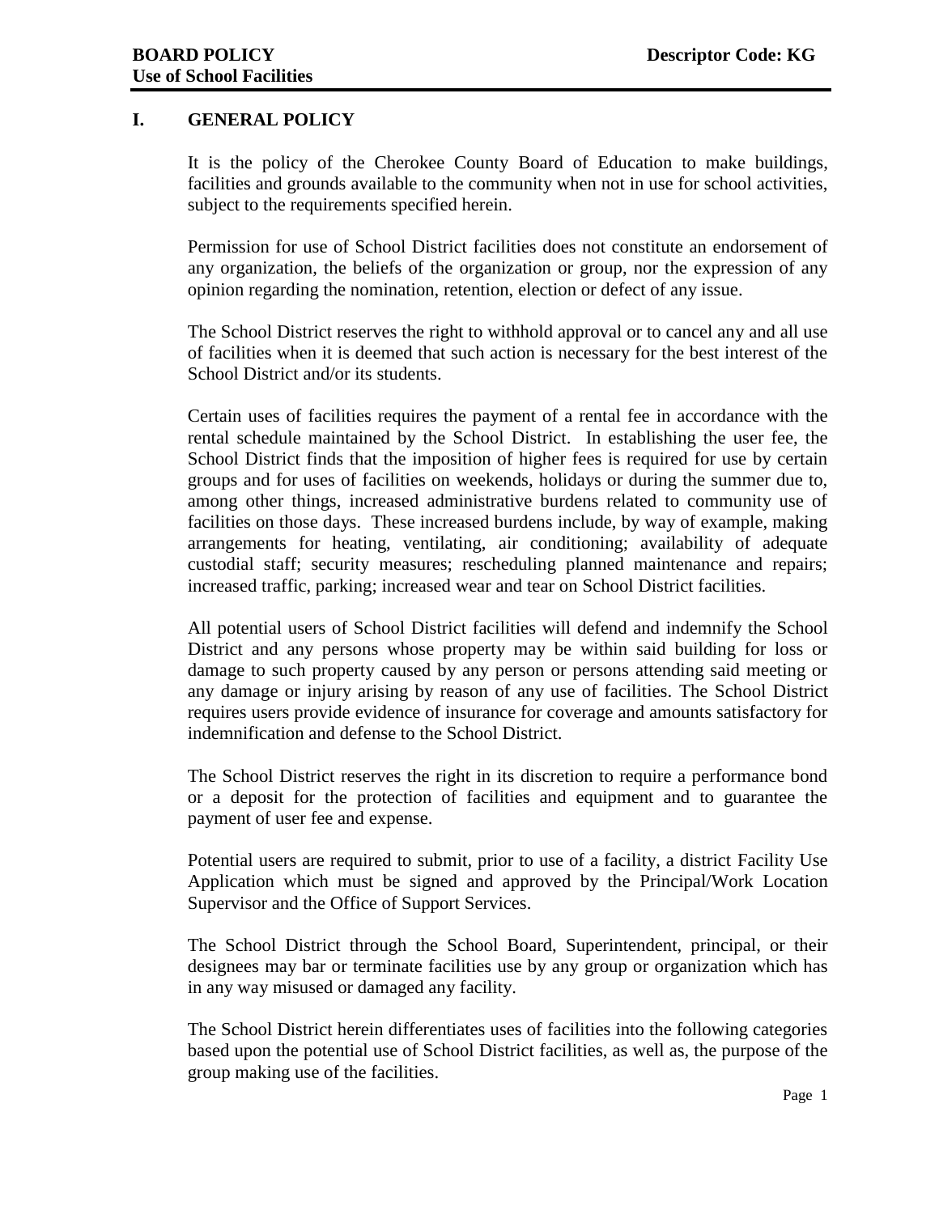**BOARD POLICY** **Descriptor Code: KG**
**Use of School Facilities**

## I. GENERAL POLICY

It is the policy of the Cherokee County Board of Education to make buildings, facilities and grounds available to the community when not in use for school activities, subject to the requirements specified herein.

Permission for use of School District facilities does not constitute an endorsement of any organization, the beliefs of the organization or group, nor the expression of any opinion regarding the nomination, retention, election or defect of any issue.

The School District reserves the right to withhold approval or to cancel any and all use of facilities when it is deemed that such action is necessary for the best interest of the School District and/or its students.

Certain uses of facilities requires the payment of a rental fee in accordance with the rental schedule maintained by the School District. In establishing the user fee, the School District finds that the imposition of higher fees is required for use by certain groups and for uses of facilities on weekends, holidays or during the summer due to, among other things, increased administrative burdens related to community use of facilities on those days. These increased burdens include, by way of example, making arrangements for heating, ventilating, air conditioning; availability of adequate custodial staff; security measures; rescheduling planned maintenance and repairs; increased traffic, parking; increased wear and tear on School District facilities.

All potential users of School District facilities will defend and indemnify the School District and any persons whose property may be within said building for loss or damage to such property caused by any person or persons attending said meeting or any damage or injury arising by reason of any use of facilities. The School District requires users provide evidence of insurance for coverage and amounts satisfactory for indemnification and defense to the School District.

The School District reserves the right in its discretion to require a performance bond or a deposit for the protection of facilities and equipment and to guarantee the payment of user fee and expense.

Potential users are required to submit, prior to use of a facility, a district Facility Use Application which must be signed and approved by the Principal/Work Location Supervisor and the Office of Support Services.

The School District through the School Board, Superintendent, principal, or their designees may bar or terminate facilities use by any group or organization which has in any way misused or damaged any facility.

The School District herein differentiates uses of facilities into the following categories based upon the potential use of School District facilities, as well as, the purpose of the group making use of the facilities.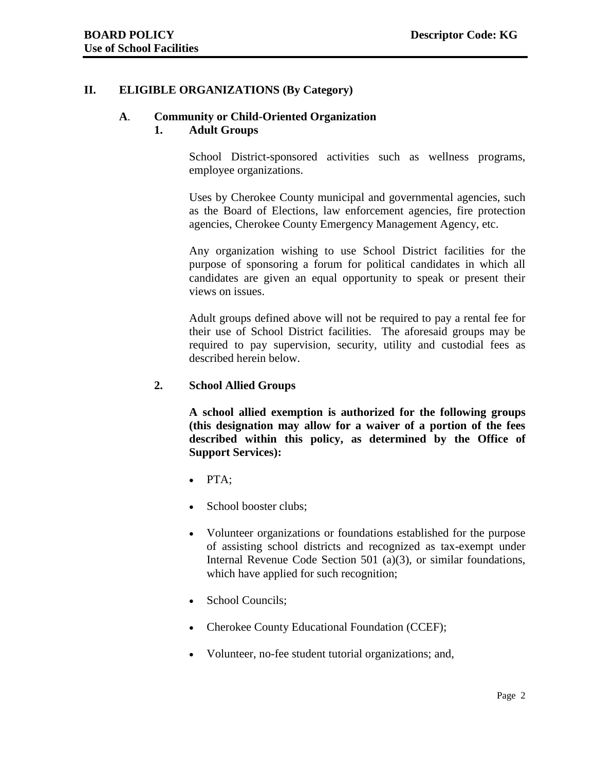## II. ELIGIBLE ORGANIZATIONS (By Category)

### A. Community or Child-Oriented Organization

#### 1. Adult Groups

School District-sponsored activities such as wellness programs, employee organizations.

Uses by Cherokee County municipal and governmental agencies, such as the Board of Elections, law enforcement agencies, fire protection agencies, Cherokee County Emergency Management Agency, etc.

Any organization wishing to use School District facilities for the purpose of sponsoring a forum for political candidates in which all candidates are given an equal opportunity to speak or present their views on issues.

Adult groups defined above will not be required to pay a rental fee for their use of School District facilities. The aforesaid groups may be required to pay supervision, security, utility and custodial fees as described herein below.

#### 2. School Allied Groups

**A school allied exemption is authorized for the following groups (this designation may allow for a waiver of a portion of the fees described within this policy, as determined by the Office of Support Services):**

- PTA;
- School booster clubs;
- Volunteer organizations or foundations established for the purpose of assisting school districts and recognized as tax-exempt under Internal Revenue Code Section 501 (a)(3), or similar foundations, which have applied for such recognition;
- School Councils;
- Cherokee County Educational Foundation (CCEF);
- Volunteer, no-fee student tutorial organizations; and,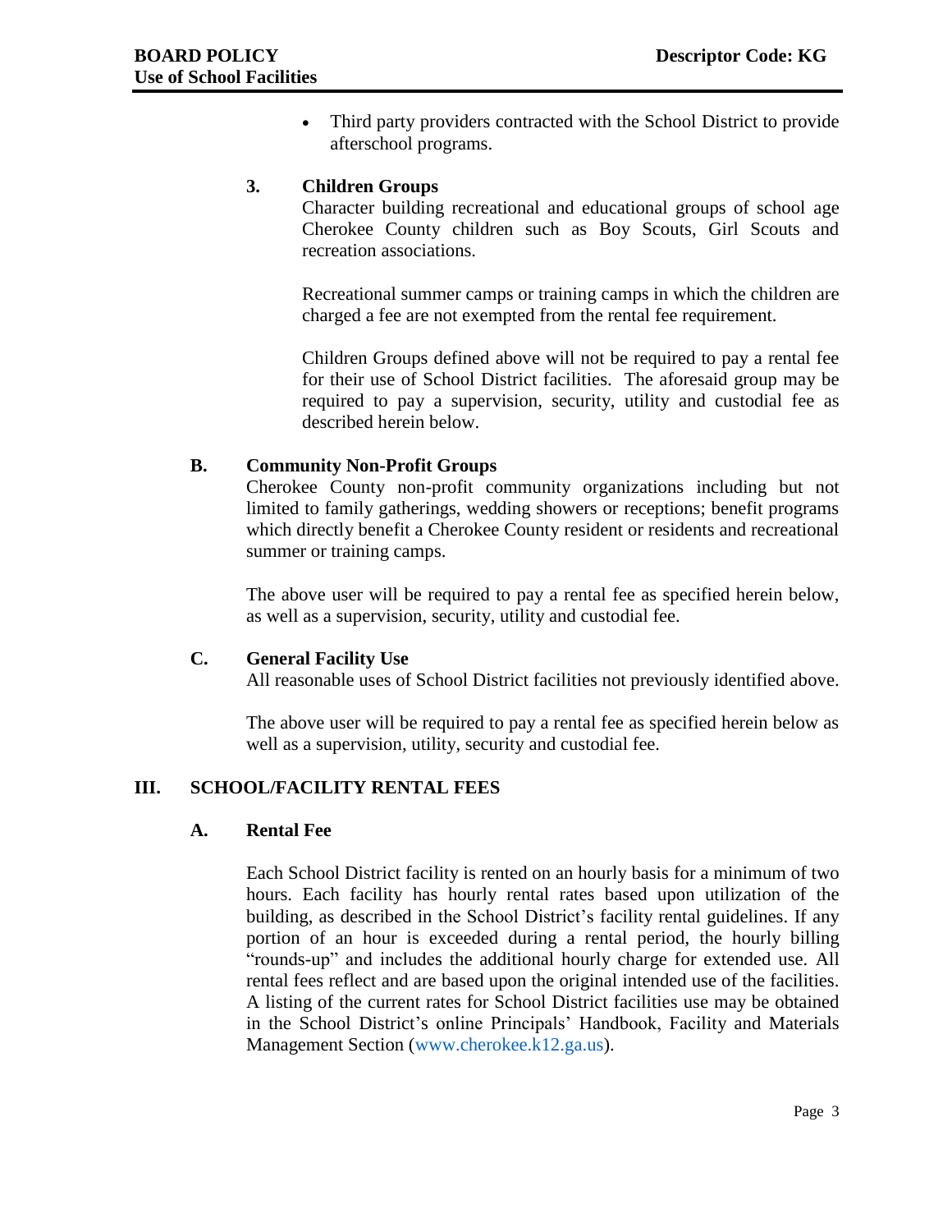- Third party providers contracted with the School District to provide afterschool programs.

**3. Children Groups**

Character building recreational and educational groups of school age Cherokee County children such as Boy Scouts, Girl Scouts and recreation associations.

Recreational summer camps or training camps in which the children are charged a fee are not exempted from the rental fee requirement.

Children Groups defined above will not be required to pay a rental fee for their use of School District facilities. The aforesaid group may be required to pay a supervision, security, utility and custodial fee as described herein below.

### B. Community Non-Profit Groups

Cherokee County non-profit community organizations including but not limited to family gatherings, wedding showers or receptions; benefit programs which directly benefit a Cherokee County resident or residents and recreational summer or training camps.

The above user will be required to pay a rental fee as specified herein below, as well as a supervision, security, utility and custodial fee.

### C. General Facility Use

All reasonable uses of School District facilities not previously identified above.

The above user will be required to pay a rental fee as specified herein below as well as a supervision, utility, security and custodial fee.

## III. SCHOOL/FACILITY RENTAL FEES

### A. Rental Fee

Each School District facility is rented on an hourly basis for a minimum of two hours. Each facility has hourly rental rates based upon utilization of the building, as described in the School District's facility rental guidelines. If any portion of an hour is exceeded during a rental period, the hourly billing "rounds-up" and includes the additional hourly charge for extended use. All rental fees reflect and are based upon the original intended use of the facilities. A listing of the current rates for School District facilities use may be obtained in the School District's online Principals' Handbook, Facility and Materials Management Section (www.cherokee.k12.ga.us).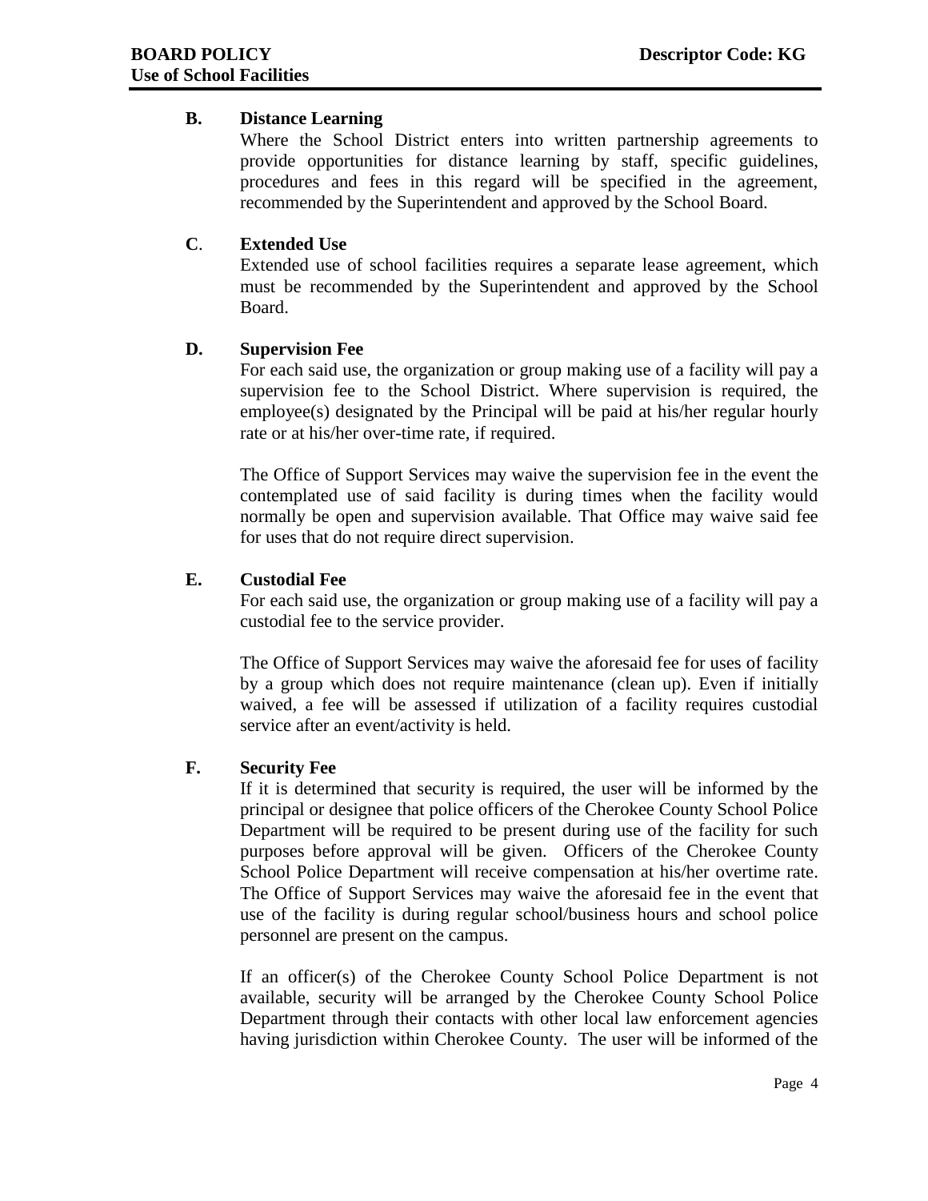**B. Distance Learning**

Where the School District enters into written partnership agreements to provide opportunities for distance learning by staff, specific guidelines, procedures and fees in this regard will be specified in the agreement, recommended by the Superintendent and approved by the School Board.

**C. Extended Use**

Extended use of school facilities requires a separate lease agreement, which must be recommended by the Superintendent and approved by the School Board.

**D. Supervision Fee**

For each said use, the organization or group making use of a facility will pay a supervision fee to the School District. Where supervision is required, the employee(s) designated by the Principal will be paid at his/her regular hourly rate or at his/her over-time rate, if required.

The Office of Support Services may waive the supervision fee in the event the contemplated use of said facility is during times when the facility would normally be open and supervision available. That Office may waive said fee for uses that do not require direct supervision.

**E. Custodial Fee**

For each said use, the organization or group making use of a facility will pay a custodial fee to the service provider.

The Office of Support Services may waive the aforesaid fee for uses of facility by a group which does not require maintenance (clean up). Even if initially waived, a fee will be assessed if utilization of a facility requires custodial service after an event/activity is held.

**F. Security Fee**

If it is determined that security is required, the user will be informed by the principal or designee that police officers of the Cherokee County School Police Department will be required to be present during use of the facility for such purposes before approval will be given. Officers of the Cherokee County School Police Department will receive compensation at his/her overtime rate. The Office of Support Services may waive the aforesaid fee in the event that use of the facility is during regular school/business hours and school police personnel are present on the campus.

If an officer(s) of the Cherokee County School Police Department is not available, security will be arranged by the Cherokee County School Police Department through their contacts with other local law enforcement agencies having jurisdiction within Cherokee County. The user will be informed of the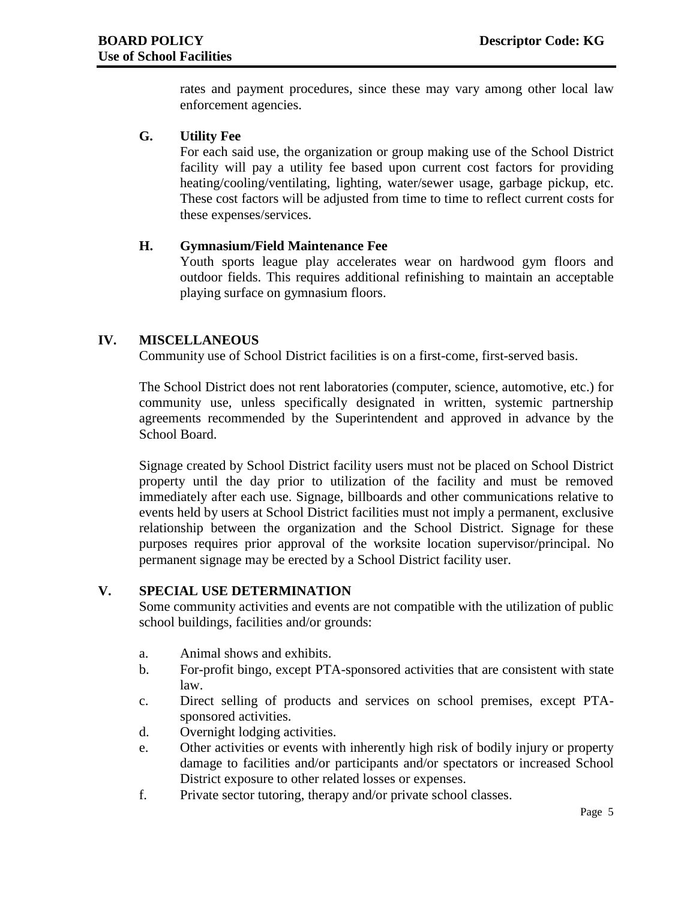rates and payment procedures, since these may vary among other local law enforcement agencies.

### G. Utility Fee

For each said use, the organization or group making use of the School District facility will pay a utility fee based upon current cost factors for providing heating/cooling/ventilating, lighting, water/sewer usage, garbage pickup, etc. These cost factors will be adjusted from time to time to reflect current costs for these expenses/services.

### H. Gymnasium/Field Maintenance Fee

Youth sports league play accelerates wear on hardwood gym floors and outdoor fields. This requires additional refinishing to maintain an acceptable playing surface on gymnasium floors.

## IV. MISCELLANEOUS

Community use of School District facilities is on a first-come, first-served basis.

The School District does not rent laboratories (computer, science, automotive, etc.) for community use, unless specifically designated in written, systemic partnership agreements recommended by the Superintendent and approved in advance by the School Board.

Signage created by School District facility users must not be placed on School District property until the day prior to utilization of the facility and must be removed immediately after each use. Signage, billboards and other communications relative to events held by users at School District facilities must not imply a permanent, exclusive relationship between the organization and the School District. Signage for these purposes requires prior approval of the worksite location supervisor/principal. No permanent signage may be erected by a School District facility user.

## V. SPECIAL USE DETERMINATION

Some community activities and events are not compatible with the utilization of public school buildings, facilities and/or grounds:

a. Animal shows and exhibits.

b. For-profit bingo, except PTA-sponsored activities that are consistent with state law.

c. Direct selling of products and services on school premises, except PTA-sponsored activities.

d. Overnight lodging activities.

e. Other activities or events with inherently high risk of bodily injury or property damage to facilities and/or participants and/or spectators or increased School District exposure to other related losses or expenses.

f. Private sector tutoring, therapy and/or private school classes.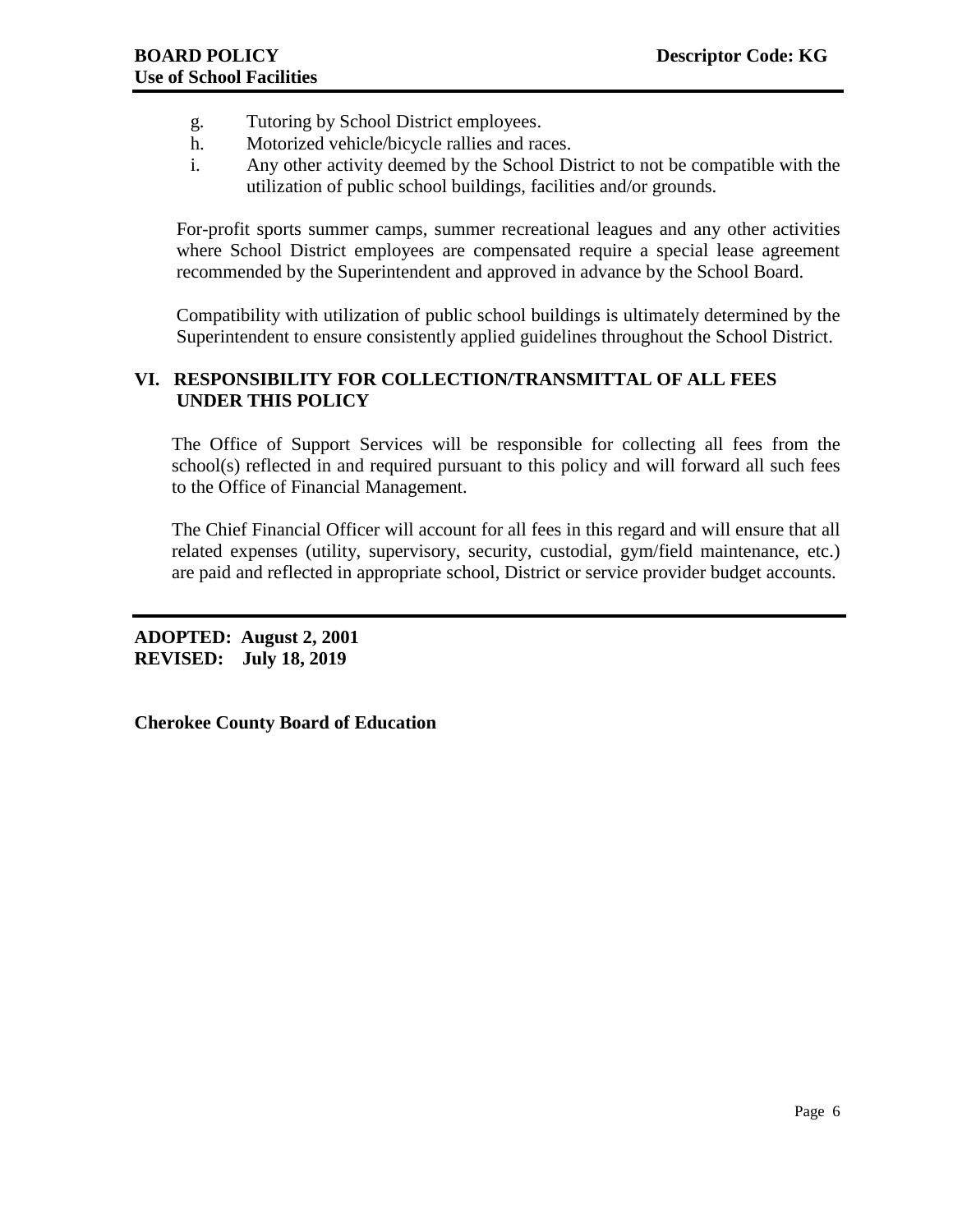g. Tutoring by School District employees.
h. Motorized vehicle/bicycle rallies and races.
i. Any other activity deemed by the School District to not be compatible with the utilization of public school buildings, facilities and/or grounds.

For-profit sports summer camps, summer recreational leagues and any other activities where School District employees are compensated require a special lease agreement recommended by the Superintendent and approved in advance by the School Board.

Compatibility with utilization of public school buildings is ultimately determined by the Superintendent to ensure consistently applied guidelines throughout the School District.

## VI. RESPONSIBILITY FOR COLLECTION/TRANSMITTAL OF ALL FEES UNDER THIS POLICY

The Office of Support Services will be responsible for collecting all fees from the school(s) reflected in and required pursuant to this policy and will forward all such fees to the Office of Financial Management.

The Chief Financial Officer will account for all fees in this regard and will ensure that all related expenses (utility, supervisory, security, custodial, gym/field maintenance, etc.) are paid and reflected in appropriate school, District or service provider budget accounts.

---

**ADOPTED: August 2, 2001**
**REVISED: July 18, 2019**

**Cherokee County Board of Education**